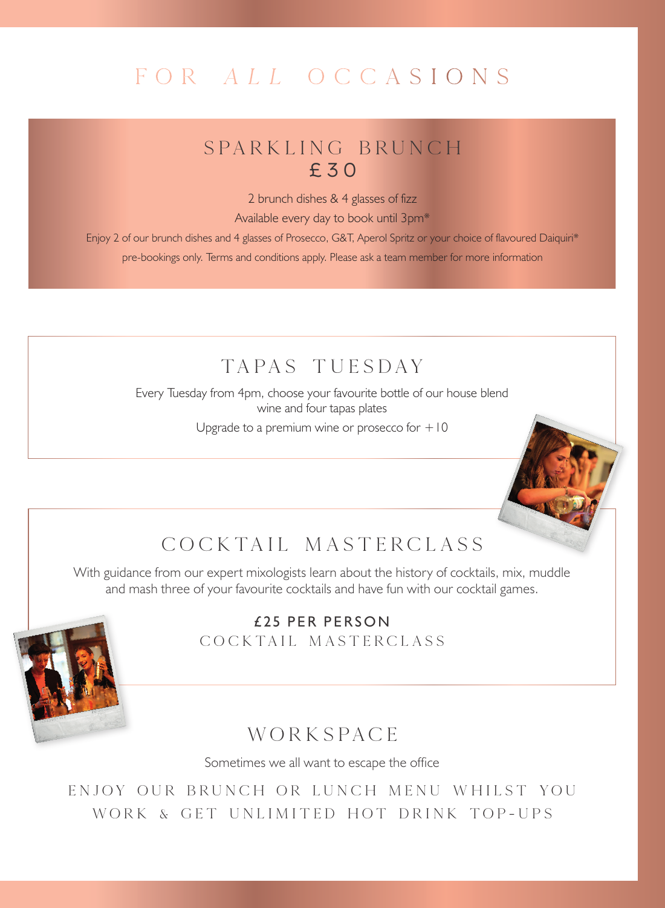# FOR *ALL* OCCASIONS

## SPARKLING BRUNCH

**£30**

2 brunch dishes & 4 glasses of fizz

Available every day to book until 3pm*

Enjoy 2 of our brunch dishes and 4 glasses of Prosecco, G&T, Aperol Spritz or your choice of flavoured Daiquiri*

pre-bookings only. Terms and conditions apply. Please ask a team member for more information

## TAPAS TUESDAY

Every Tuesday from 4pm, choose your favourite bottle of our house blend wine and four tapas plates

Upgrade to a premium wine or prosecco for +10

## COCKTAIL MASTERCLASS

With guidance from our expert mixologists learn about the history of cocktails, mix, muddle and mash three of your favourite cocktails and have fun with our cocktail games.

**£25 PER PERSON**

COCKTAIL MASTERCLASS

## WORKSPACE

Sometimes we all want to escape the office

ENJOY OUR BRUNCH OR LUNCH MENU WHILST YOU WORK & GET UNLIMITED HOT DRINK TOP-UPS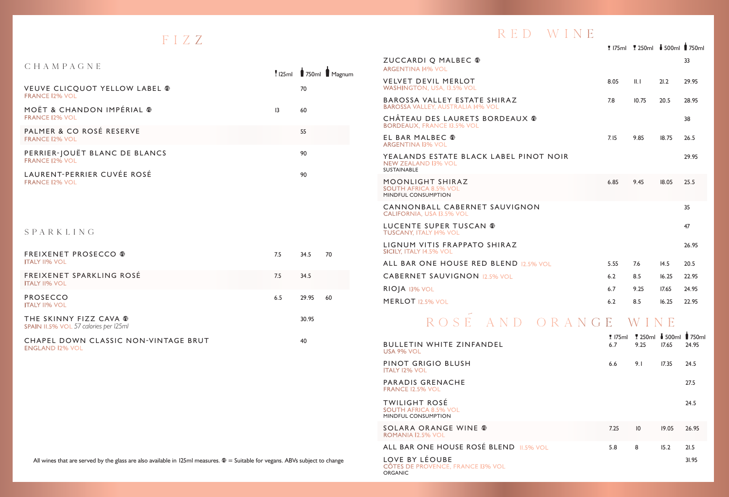# FIZZ

## CHAMPAGNE

| | 125ml | 750ml | Magnum |
|---|---|---|---|
| VEUVE CLICQUOT YELLOW LABEL (V) FRANCE 12% VOL | | 70 | |
| MOËT & CHANDON IMPÉRIAL (V) FRANCE 12% VOL | 13 | 60 | |
| PALMER & CO ROSÉ RESERVE FRANCE 12% VOL | | 55 | |
| PERRIER-JOUËT BLANC DE BLANCS FRANCE 12% VOL | | 90 | |
| LAURENT-PERRIER CUVÉE ROSÉ FRANCE 12% VOL | | 90 | |

## SPARKLING

| | 125ml | 750ml | Magnum |
|---|---|---|---|
| FREIXENET PROSECCO (V) ITALY 11% VOL | 7.5 | 34.5 | 70 |
| FREIXENET SPARKLING ROSÉ ITALY 11% VOL | 7.5 | 34.5 | |
| PROSECCO ITALY 11% VOL | 6.5 | 29.95 | 60 |
| THE SKINNY FIZZ CAVA (V) SPAIN 11.5% VOL *57 calories per 125ml* | | 30.95 | |
| CHAPEL DOWN CLASSIC NON-VINTAGE BRUT ENGLAND 12% VOL | | 40 | |

All wines that are served by the glass are also available in 125ml measures. (V) = Suitable for vegans. ABVs subject to change

# RED WINE

| | 175ml | 250ml | 500ml | 750ml |
|---|---|---|---|---|
| ZUCCARDI Q MALBEC (V) ARGENTINA 14% VOL | | | | 33 |
| VELVET DEVIL MERLOT WASHINGTON, USA, 13.5% VOL | 8.05 | 11.1 | 21.2 | 29.95 |
| BAROSSA VALLEY ESTATE SHIRAZ BAROSSA VALLEY, AUSTRALIA 14% VOL | 7.8 | 10.75 | 20.5 | 28.95 |
| CHÂTEAU DES LAURETS BORDEAUX (V) BORDEAUX, FRANCE 13.5% VOL | | | | 38 |
| EL BAR MALBEC (V) ARGENTINA 13% VOL | 7.15 | 9.85 | 18.75 | 26.5 |
| YEALANDS ESTATE BLACK LABEL PINOT NOIR NEW ZEALAND 13% VOL SUSTAINABLE | | | | 29.95 |
| MOONLIGHT SHIRAZ SOUTH AFRICA 8.5% VOL MINDFUL CONSUMPTION | 6.85 | 9.45 | 18.05 | 25.5 |
| CANNONBALL CABERNET SAUVIGNON CALIFORNIA, USA 13.5% VOL | | | | 35 |
| LUCENTE SUPER TUSCAN (V) TUSCANY, ITALY 14% VOL | | | | 47 |
| LIGNUM VITIS FRAPPATO SHIRAZ SICILY, ITALY 14.5% VOL | | | | 26.95 |
| ALL BAR ONE HOUSE RED BLEND 12.5% VOL | 5.55 | 7.6 | 14.5 | 20.5 |
| CABERNET SAUVIGNON 12.5% VOL | 6.2 | 8.5 | 16.25 | 22.95 |
| RIOJA 13% VOL | 6.7 | 9.25 | 17.65 | 24.95 |
| MERLOT 12.5% VOL | 6.2 | 8.5 | 16.25 | 22.95 |

# ROSÉ AND ORANGE WINE

| | 175ml | 250ml | 500ml | 750ml |
|---|---|---|---|---|
| BULLETIN WHITE ZINFANDEL USA 9% VOL | 6.7 | 9.25 | 17.65 | 24.95 |
| PINOT GRIGIO BLUSH ITALY 12% VOL | 6.6 | 9.1 | 17.35 | 24.5 |
| PARADIS GRENACHE FRANCE 12.5% VOL | | | | 27.5 |
| TWILIGHT ROSÉ SOUTH AFRICA 8.5% VOL MINDFUL CONSUMPTION | | | | 24.5 |
| SOLARA ORANGE WINE (V) ROMANIA 12.5% VOL | 7.25 | 10 | 19.05 | 26.95 |
| ALL BAR ONE HOUSE ROSÉ BLEND 11.5% VOL | 5.8 | 8 | 15.2 | 21.5 |
| LOVE BY LÉOUBE CÔTES DE PROVENCE, FRANCE 13% VOL ORGANIC | | | | 31.95 |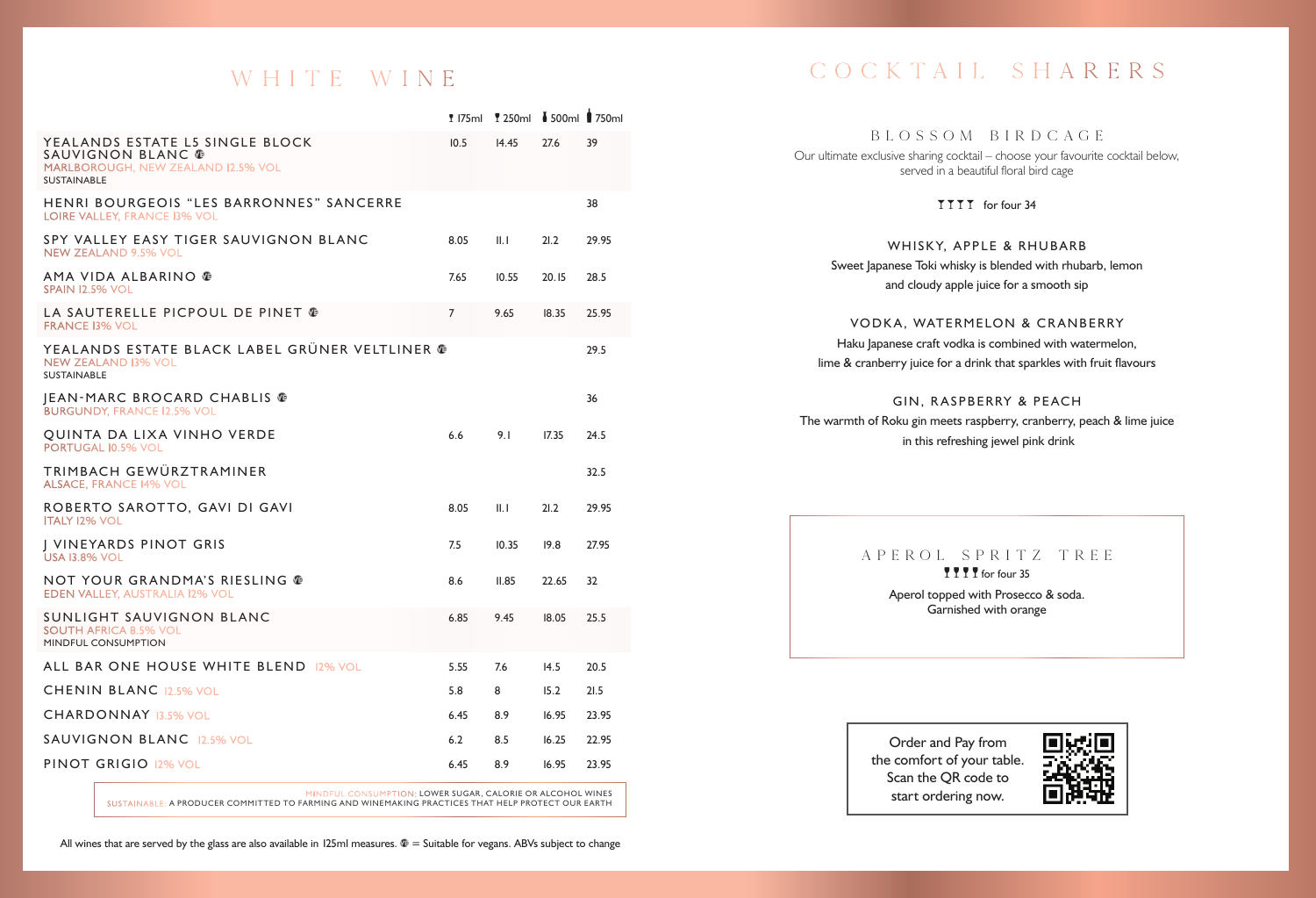# WHITE WINE

| | 175ml | 250ml | 500ml | 750ml |
|---|---|---|---|---|
| YEALANDS ESTATE L5 SINGLE BLOCK SAUVIGNON BLANC (V)<br>MARLBOROUGH, NEW ZEALAND 12.5% VOL<br>SUSTAINABLE | 10.5 | 14.45 | 27.6 | 39 |
| HENRI BOURGEOIS “LES BARRONNES” SANCERRE<br>LOIRE VALLEY, FRANCE 13% VOL | | | | 38 |
| SPY VALLEY EASY TIGER SAUVIGNON BLANC<br>NEW ZEALAND 9.5% VOL | 8.05 | 11.1 | 21.2 | 29.95 |
| AMA VIDA ALBARINO (V)<br>SPAIN 12.5% VOL | 7.65 | 10.55 | 20.15 | 28.5 |
| LA SAUTERELLE PICPOUL DE PINET (V)<br>FRANCE 13% VOL | 7 | 9.65 | 18.35 | 25.95 |
| YEALANDS ESTATE BLACK LABEL GRÜNER VELTLINER (V)<br>NEW ZEALAND 13% VOL<br>SUSTAINABLE | | | | 29.5 |
| JEAN-MARC BROCARD CHABLIS (V)<br>BURGUNDY, FRANCE 12.5% VOL | | | | 36 |
| QUINTA DA LIXA VINHO VERDE<br>PORTUGAL 10.5% VOL | 6.6 | 9.1 | 17.35 | 24.5 |
| TRIMBACH GEWÜRZTRAMINER<br>ALSACE, FRANCE 14% VOL | | | | 32.5 |
| ROBERTO SAROTTO, GAVI DI GAVI<br>ITALY 12% VOL | 8.05 | 11.1 | 21.2 | 29.95 |
| J VINEYARDS PINOT GRIS<br>USA 13.8% VOL | 7.5 | 10.35 | 19.8 | 27.95 |
| NOT YOUR GRANDMA’S RIESLING (V)<br>EDEN VALLEY, AUSTRALIA 12% VOL | 8.6 | 11.85 | 22.65 | 32 |
| SUNLIGHT SAUVIGNON BLANC<br>SOUTH AFRICA 8.5% VOL<br>MINDFUL CONSUMPTION | 6.85 | 9.45 | 18.05 | 25.5 |
| ALL BAR ONE HOUSE WHITE BLEND 12% VOL | 5.55 | 7.6 | 14.5 | 20.5 |
| CHENIN BLANC 12.5% VOL | 5.8 | 8 | 15.2 | 21.5 |
| CHARDONNAY 13.5% VOL | 6.45 | 8.9 | 16.95 | 23.95 |
| SAUVIGNON BLANC 12.5% VOL | 6.2 | 8.5 | 16.25 | 22.95 |
| PINOT GRIGIO 12% VOL | 6.45 | 8.9 | 16.95 | 23.95 |

MINDFUL CONSUMPTION: LOWER SUGAR, CALORIE OR ALCOHOL WINES
SUSTAINABLE: A PRODUCER COMMITTED TO FARMING AND WINEMAKING PRACTICES THAT HELP PROTECT OUR EARTH

All wines that are served by the glass are also available in 125ml measures. (V) = Suitable for vegans. ABVs subject to change

# COCKTAIL SHARERS

## BLOSSOM BIRDCAGE

Our ultimate exclusive sharing cocktail – choose your favourite cocktail below, served in a beautiful floral bird cage

for four 34

### WHISKY, APPLE & RHUBARB

Sweet Japanese Toki whisky is blended with rhubarb, lemon and cloudy apple juice for a smooth sip

### VODKA, WATERMELON & CRANBERRY

Haku Japanese craft vodka is combined with watermelon, lime & cranberry juice for a drink that sparkles with fruit flavours

### GIN, RASPBERRY & PEACH

The warmth of Roku gin meets raspberry, cranberry, peach & lime juice in this refreshing jewel pink drink

## APEROL SPRITZ TREE

for four 35

Aperol topped with Prosecco & soda.
Garnished with orange

Order and Pay from the comfort of your table. Scan the QR code to start ordering now.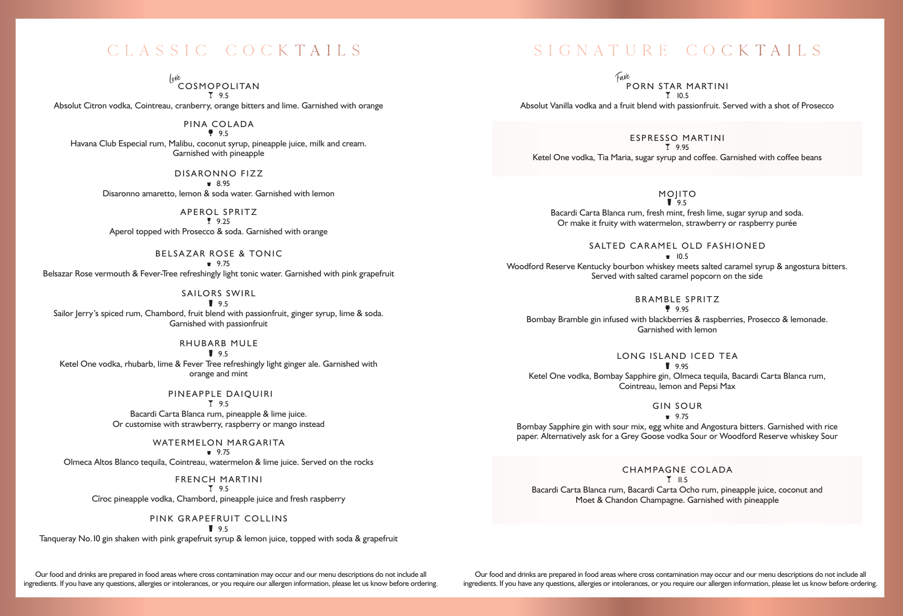# CLASSIC COCKTAILS

*Love*
### COSMOPOLITAN
9.5

Absolut Citron vodka, Cointreau, cranberry, orange bitters and lime. Garnished with orange

### PINA COLADA
9.5

Havana Club Especial rum, Malibu, coconut syrup, pineapple juice, milk and cream. Garnished with pineapple

### DISARONNO FIZZ
8.95

Disaronno amaretto, lemon & soda water. Garnished with lemon

### APEROL SPRITZ
9.25

Aperol topped with Prosecco & soda. Garnished with orange

### BELSAZAR ROSE & TONIC
9.75

Belsazar Rose vermouth & Fever-Tree refreshingly light tonic water. Garnished with pink grapefruit

### SAILORS SWIRL
9.5

Sailor Jerry's spiced rum, Chambord, fruit blend with passionfruit, ginger syrup, lime & soda. Garnished with passionfruit

### RHUBARB MULE
9.5

Ketel One vodka, rhubarb, lime & Fever Tree refreshingly light ginger ale. Garnished with orange and mint

### PINEAPPLE DAIQUIRI
9.5

Bacardi Carta Blanca rum, pineapple & lime juice. Or customise with strawberry, raspberry or mango instead

### WATERMELON MARGARITA
9.75

Olmeca Altos Blanco tequila, Cointreau, watermelon & lime juice. Served on the rocks

### FRENCH MARTINI
9.5

Cîroc pineapple vodka, Chambord, pineapple juice and fresh raspberry

### PINK GRAPEFRUIT COLLINS
9.5

Tanqueray No.10 gin shaken with pink grapefruit syrup & lemon juice, topped with soda & grapefruit

Our food and drinks are prepared in food areas where cross contamination may occur and our menu descriptions do not include all ingredients. If you have any questions, allergies or intolerances, or you require our allergen information, please let us know before ordering.

# SIGNATURE COCKTAILS

*Fave*
### PORN STAR MARTINI
10.5

Absolut Vanilla vodka and a fruit blend with passionfruit. Served with a shot of Prosecco

### ESPRESSO MARTINI
9.95

Ketel One vodka, Tia Maria, sugar syrup and coffee. Garnished with coffee beans

### MOJITO
9.5

Bacardi Carta Blanca rum, fresh mint, fresh lime, sugar syrup and soda. Or make it fruity with watermelon, strawberry or raspberry purée

### SALTED CARAMEL OLD FASHIONED
10.5

Woodford Reserve Kentucky bourbon whiskey meets salted caramel syrup & angostura bitters. Served with salted caramel popcorn on the side

### BRAMBLE SPRITZ
9.95

Bombay Bramble gin infused with blackberries & raspberries, Prosecco & lemonade. Garnished with lemon

### LONG ISLAND ICED TEA
9.95

Ketel One vodka, Bombay Sapphire gin, Olmeca tequila, Bacardi Carta Blanca rum, Cointreau, lemon and Pepsi Max

### GIN SOUR
9.75

Bombay Sapphire gin with sour mix, egg white and Angostura bitters. Garnished with rice paper. Alternatively ask for a Grey Goose vodka Sour or Woodford Reserve whiskey Sour

### CHAMPAGNE COLADA
11.5

Bacardi Carta Blanca rum, Bacardi Carta Ocho rum, pineapple juice, coconut and Moet & Chandon Champagne. Garnished with pineapple

Our food and drinks are prepared in food areas where cross contamination may occur and our menu descriptions do not include all ingredients. If you have any questions, allergies or intolerances, or you require our allergen information, please let us know before ordering.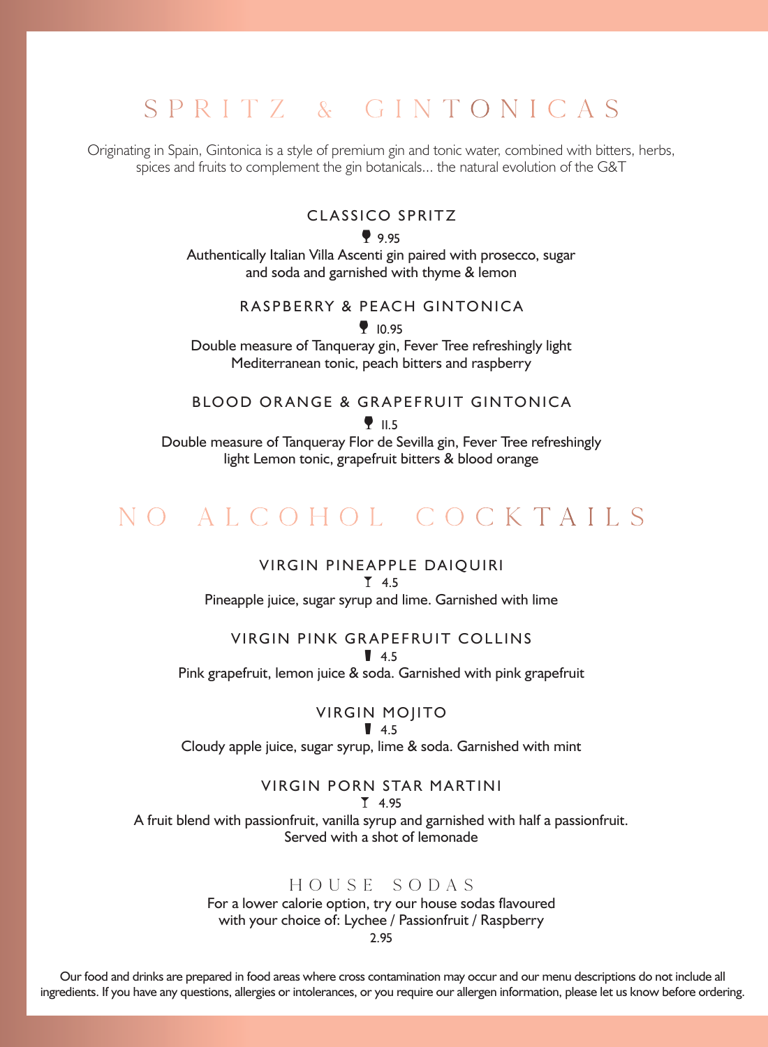# SPRITZ & GINTONICAS

Originating in Spain, Gintonica is a style of premium gin and tonic water, combined with bitters, herbs, spices and fruits to complement the gin botanicals... the natural evolution of the G&T

### CLASSICO SPRITZ

9.95

Authentically Italian Villa Ascenti gin paired with prosecco, sugar and soda and garnished with thyme & lemon

### RASPBERRY & PEACH GINTONICA

10.95

Double measure of Tanqueray gin, Fever Tree refreshingly light Mediterranean tonic, peach bitters and raspberry

### BLOOD ORANGE & GRAPEFRUIT GINTONICA

11.5

Double measure of Tanqueray Flor de Sevilla gin, Fever Tree refreshingly light Lemon tonic, grapefruit bitters & blood orange

# NO ALCOHOL COCKTAILS

### VIRGIN PINEAPPLE DAIQUIRI

4.5

Pineapple juice, sugar syrup and lime. Garnished with lime

### VIRGIN PINK GRAPEFRUIT COLLINS

4.5

Pink grapefruit, lemon juice & soda. Garnished with pink grapefruit

### VIRGIN MOJITO

4.5

Cloudy apple juice, sugar syrup, lime & soda. Garnished with mint

### VIRGIN PORN STAR MARTINI

4.95

A fruit blend with passionfruit, vanilla syrup and garnished with half a passionfruit. Served with a shot of lemonade

## HOUSE SODAS

For a lower calorie option, try our house sodas flavoured with your choice of: Lychee / Passionfruit / Raspberry

2.95

Our food and drinks are prepared in food areas where cross contamination may occur and our menu descriptions do not include all ingredients. If you have any questions, allergies or intolerances, or you require our allergen information, please let us know before ordering.